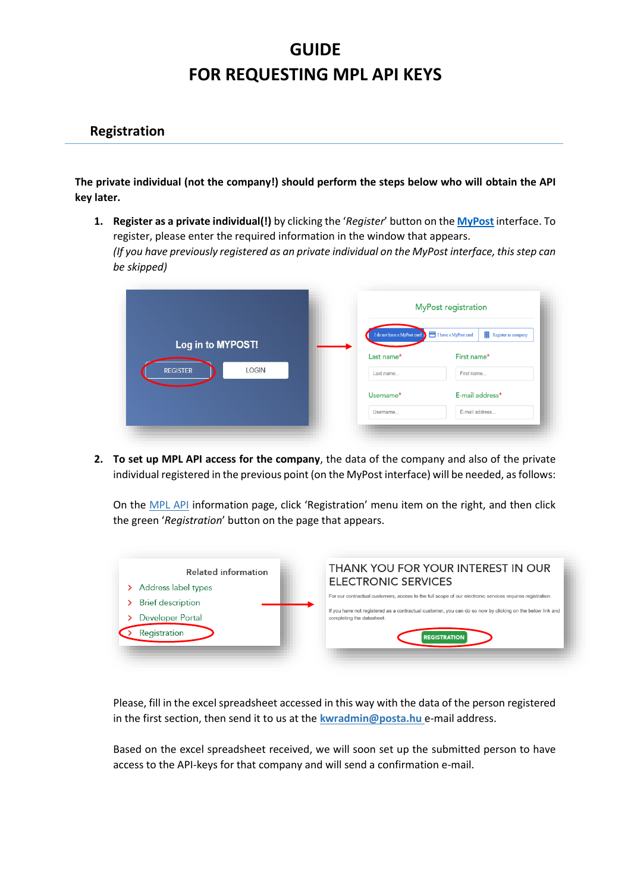# GUIDE
# FOR REQUESTING MPL API KEYS

## Registration

**The private individual (not the company!) should perform the steps below who will obtain the API key later.**

1. **Register as a private individual(!)** by clicking the '*Register*' button on the **MyPost** interface. To register, please enter the required information in the window that appears.
   *(If you have previously registered as an private individual on the MyPost interface, this step can be skipped)*

2. **To set up MPL API access for the company**, the data of the company and also of the private individual registered in the previous point (on the MyPost interface) will be needed, as follows:

   On the MPL API information page, click 'Registration' menu item on the right, and then click the green '*Registration*' button on the page that appears.

   Please, fill in the excel spreadsheet accessed in this way with the data of the person registered in the first section, then send it to us at the **kwradmin@posta.hu** e-mail address.

   Based on the excel spreadsheet received, we will soon set up the submitted person to have access to the API-keys for that company and will send a confirmation e-mail.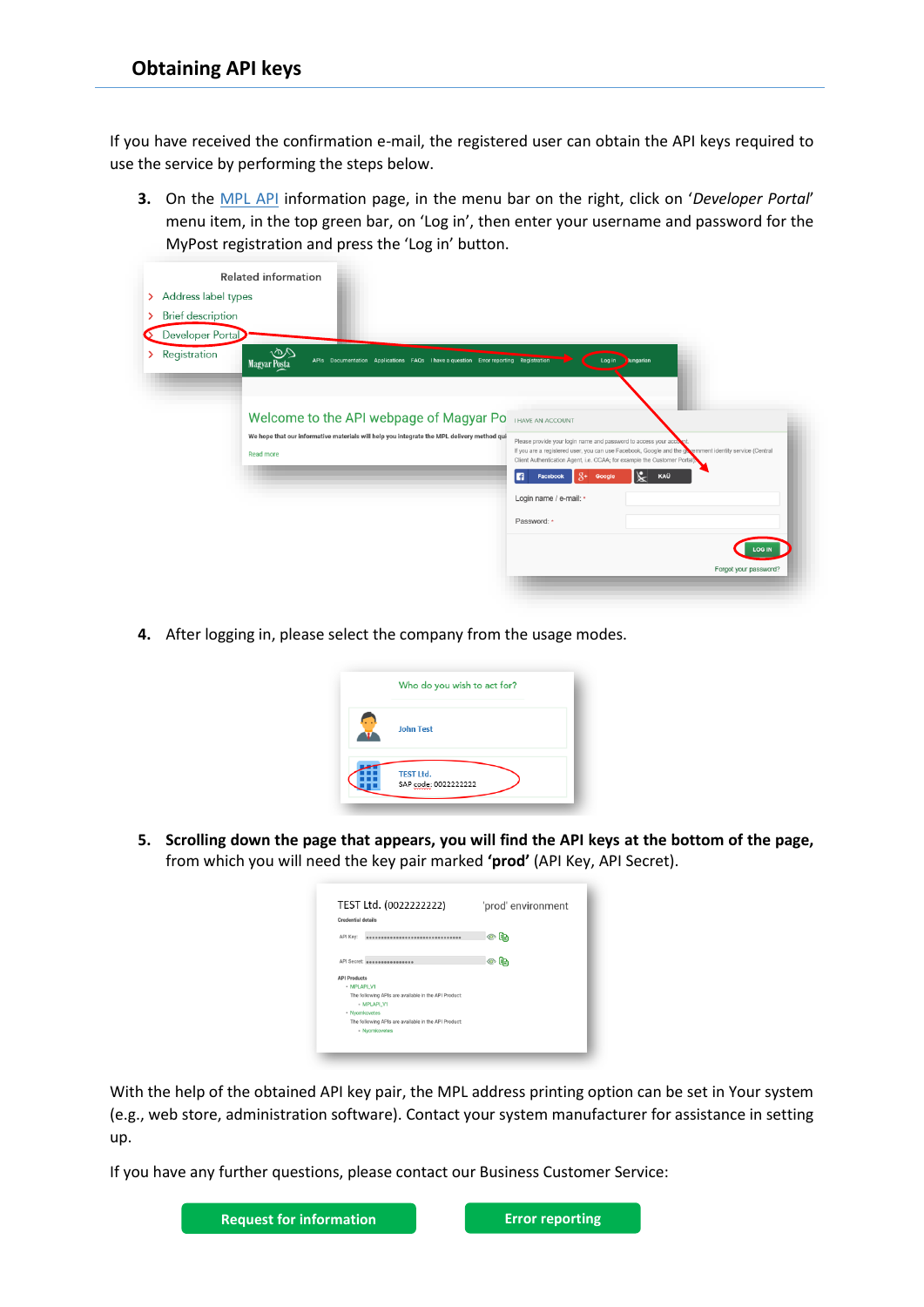## Obtaining API keys

If you have received the confirmation e-mail, the registered user can obtain the API keys required to use the service by performing the steps below.

3. On the MPL API information page, in the menu bar on the right, click on '*Developer Portal*' menu item, in the top green bar, on 'Log in', then enter your username and password for the MyPost registration and press the 'Log in' button.

4. After logging in, please select the company from the usage modes.

5. **Scrolling down the page that appears, you will find the API keys at the bottom of the page,** from which you will need the key pair marked **'prod'** (API Key, API Secret).

With the help of the obtained API key pair, the MPL address printing option can be set in Your system (e.g., web store, administration software). Contact your system manufacturer for assistance in setting up.

If you have any further questions, please contact our Business Customer Service:

**Request for information** **Error reporting**